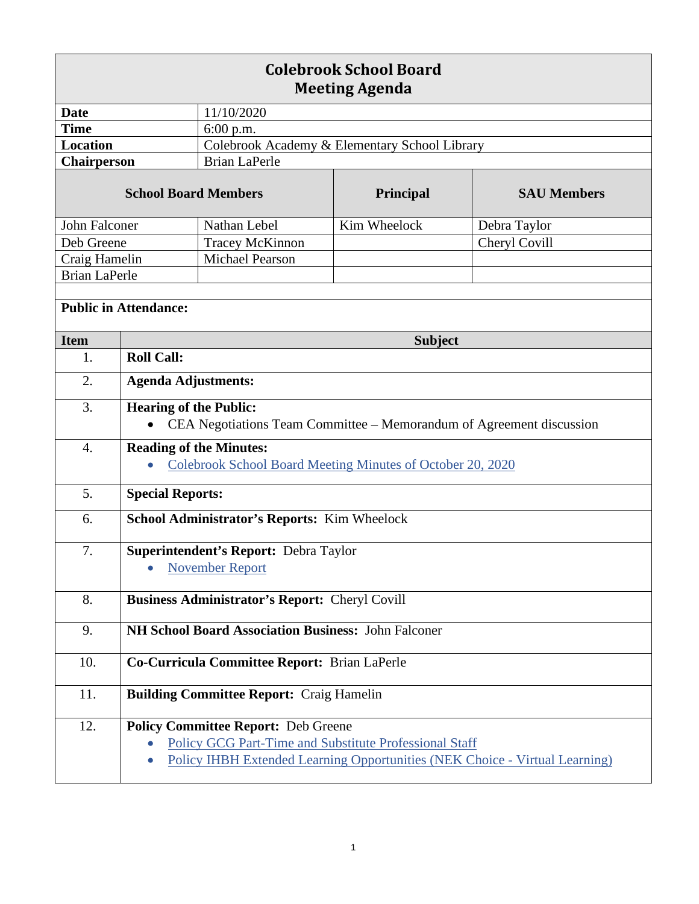# Colebrook School Board
## Meeting Agenda

| | |
|---|---|
| **Date** | 11/10/2020 |
| **Time** | 6:00 p.m. |
| **Location** | Colebrook Academy & Elementary School Library |
| **Chairperson** | Brian LaPerle |

| **School Board Members** | | **Principal** | **SAU Members** |
|---|---|---|---|
| John Falconer | Nathan Lebel | Kim Wheelock | Debra Taylor |
| Deb Greene | Tracey McKinnon | | Cheryl Covill |
| Craig Hamelin | Michael Pearson | | |
| Brian LaPerle | | | |

**Public in Attendance:**

| **Item** | **Subject** |
|---|---|
| 1. | **Roll Call:** |
| 2. | **Agenda Adjustments:** |
| 3. | **Hearing of the Public:**<br>• CEA Negotiations Team Committee – Memorandum of Agreement discussion |
| 4. | **Reading of the Minutes:**<br>• Colebrook School Board Meeting Minutes of October 20, 2020 |
| 5. | **Special Reports:** |
| 6. | **School Administrator's Reports:** Kim Wheelock |
| 7. | **Superintendent's Report:** Debra Taylor<br>• November Report |
| 8. | **Business Administrator's Report:** Cheryl Covill |
| 9. | **NH School Board Association Business:** John Falconer |
| 10. | **Co-Curricula Committee Report:** Brian LaPerle |
| 11. | **Building Committee Report:** Craig Hamelin |
| 12. | **Policy Committee Report:** Deb Greene<br>• Policy GCG Part-Time and Substitute Professional Staff<br>• Policy IHBH Extended Learning Opportunities (NEK Choice - Virtual Learning) |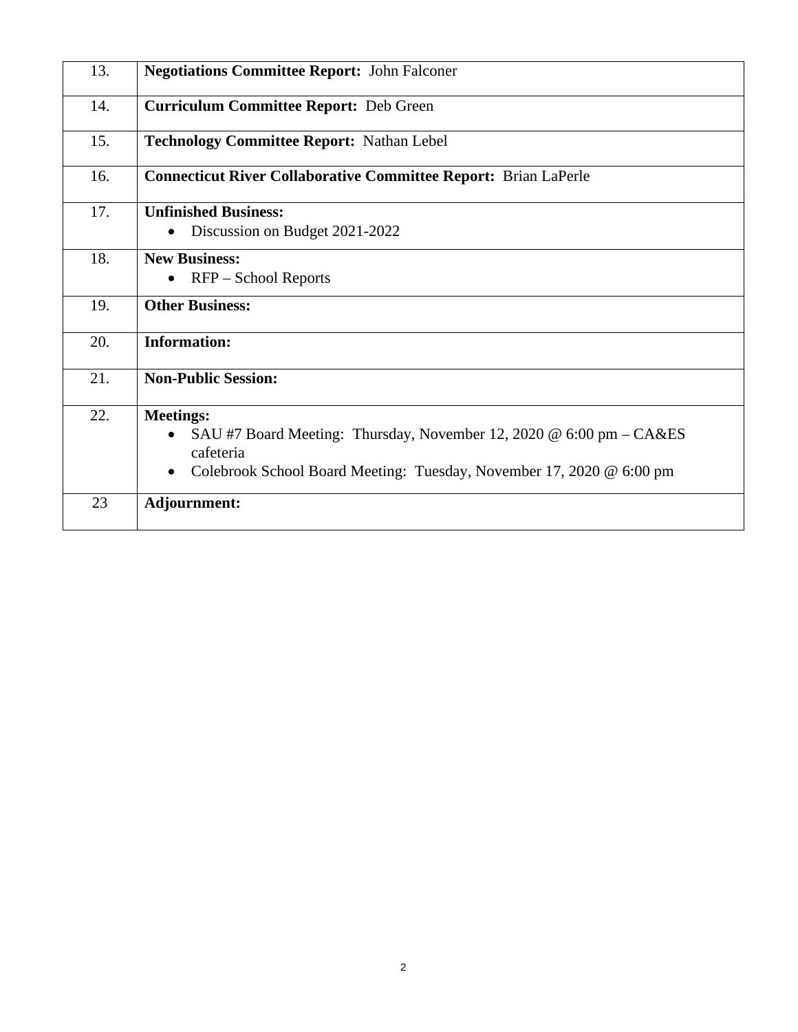| | |
|---|---|
| 13. | **Negotiations Committee Report:** John Falconer |
| 14. | **Curriculum Committee Report:** Deb Green |
| 15. | **Technology Committee Report:** Nathan Lebel |
| 16. | **Connecticut River Collaborative Committee Report:** Brian LaPerle |
| 17. | **Unfinished Business:**<br>• Discussion on Budget 2021-2022 |
| 18. | **New Business:**<br>• RFP – School Reports |
| 19. | **Other Business:** |
| 20. | **Information:** |
| 21. | **Non-Public Session:** |
| 22. | **Meetings:**<br>• SAU #7 Board Meeting: Thursday, November 12, 2020 @ 6:00 pm – CA&ES cafeteria<br>• Colebrook School Board Meeting: Tuesday, November 17, 2020 @ 6:00 pm |
| 23 | **Adjournment:** |